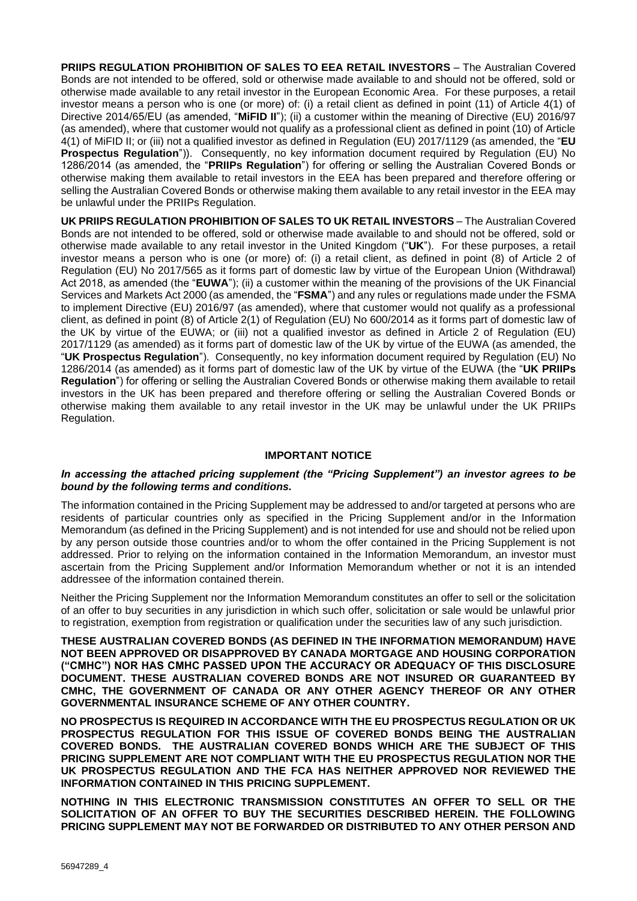**PRIIPS REGULATION PROHIBITION OF SALES TO EEA RETAIL INVESTORS** – The Australian Covered Bonds are not intended to be offered, sold or otherwise made available to and should not be offered, sold or otherwise made available to any retail investor in the European Economic Area. For these purposes, a retail investor means a person who is one (or more) of: (i) a retail client as defined in point (11) of Article 4(1) of Directive 2014/65/EU (as amended, "**MiFID II**"); (ii) a customer within the meaning of Directive (EU) 2016/97 (as amended), where that customer would not qualify as a professional client as defined in point (10) of Article 4(1) of MiFID II; or (iii) not a qualified investor as defined in Regulation (EU) 2017/1129 (as amended, the "**EU Prospectus Regulation**")). Consequently, no key information document required by Regulation (EU) No 1286/2014 (as amended, the "**PRIIPs Regulation**") for offering or selling the Australian Covered Bonds or otherwise making them available to retail investors in the EEA has been prepared and therefore offering or selling the Australian Covered Bonds or otherwise making them available to any retail investor in the EEA may be unlawful under the PRIIPs Regulation.

**UK PRIIPS REGULATION PROHIBITION OF SALES TO UK RETAIL INVESTORS** – The Australian Covered Bonds are not intended to be offered, sold or otherwise made available to and should not be offered, sold or otherwise made available to any retail investor in the United Kingdom ("**UK**"). For these purposes, a retail investor means a person who is one (or more) of: (i) a retail client, as defined in point (8) of Article 2 of Regulation (EU) No 2017/565 as it forms part of domestic law by virtue of the European Union (Withdrawal) Act 2018, as amended (the "**EUWA**"); (ii) a customer within the meaning of the provisions of the UK Financial Services and Markets Act 2000 (as amended, the "**FSMA**") and any rules or regulations made under the FSMA to implement Directive (EU) 2016/97 (as amended), where that customer would not qualify as a professional client, as defined in point (8) of Article 2(1) of Regulation (EU) No 600/2014 as it forms part of domestic law of the UK by virtue of the EUWA; or (iii) not a qualified investor as defined in Article 2 of Regulation (EU) 2017/1129 (as amended) as it forms part of domestic law of the UK by virtue of the EUWA (as amended, the "**UK Prospectus Regulation**"). Consequently, no key information document required by Regulation (EU) No 1286/2014 (as amended) as it forms part of domestic law of the UK by virtue of the EUWA (the "**UK PRIIPs Regulation**") for offering or selling the Australian Covered Bonds or otherwise making them available to retail investors in the UK has been prepared and therefore offering or selling the Australian Covered Bonds or otherwise making them available to any retail investor in the UK may be unlawful under the UK PRIIPs Regulation.

## IMPORTANT NOTICE

***In accessing the attached pricing supplement (the "Pricing Supplement") an investor agrees to be bound by the following terms and conditions.***

The information contained in the Pricing Supplement may be addressed to and/or targeted at persons who are residents of particular countries only as specified in the Pricing Supplement and/or in the Information Memorandum (as defined in the Pricing Supplement) and is not intended for use and should not be relied upon by any person outside those countries and/or to whom the offer contained in the Pricing Supplement is not addressed. Prior to relying on the information contained in the Information Memorandum, an investor must ascertain from the Pricing Supplement and/or Information Memorandum whether or not it is an intended addressee of the information contained therein.

Neither the Pricing Supplement nor the Information Memorandum constitutes an offer to sell or the solicitation of an offer to buy securities in any jurisdiction in which such offer, solicitation or sale would be unlawful prior to registration, exemption from registration or qualification under the securities law of any such jurisdiction.

**THESE AUSTRALIAN COVERED BONDS (AS DEFINED IN THE INFORMATION MEMORANDUM) HAVE NOT BEEN APPROVED OR DISAPPROVED BY CANADA MORTGAGE AND HOUSING CORPORATION ("CMHC") NOR HAS CMHC PASSED UPON THE ACCURACY OR ADEQUACY OF THIS DISCLOSURE DOCUMENT. THESE AUSTRALIAN COVERED BONDS ARE NOT INSURED OR GUARANTEED BY CMHC, THE GOVERNMENT OF CANADA OR ANY OTHER AGENCY THEREOF OR ANY OTHER GOVERNMENTAL INSURANCE SCHEME OF ANY OTHER COUNTRY.**

**NO PROSPECTUS IS REQUIRED IN ACCORDANCE WITH THE EU PROSPECTUS REGULATION OR UK PROSPECTUS REGULATION FOR THIS ISSUE OF COVERED BONDS BEING THE AUSTRALIAN COVERED BONDS. THE AUSTRALIAN COVERED BONDS WHICH ARE THE SUBJECT OF THIS PRICING SUPPLEMENT ARE NOT COMPLIANT WITH THE EU PROSPECTUS REGULATION NOR THE UK PROSPECTUS REGULATION AND THE FCA HAS NEITHER APPROVED NOR REVIEWED THE INFORMATION CONTAINED IN THIS PRICING SUPPLEMENT.**

**NOTHING IN THIS ELECTRONIC TRANSMISSION CONSTITUTES AN OFFER TO SELL OR THE SOLICITATION OF AN OFFER TO BUY THE SECURITIES DESCRIBED HEREIN. THE FOLLOWING PRICING SUPPLEMENT MAY NOT BE FORWARDED OR DISTRIBUTED TO ANY OTHER PERSON AND**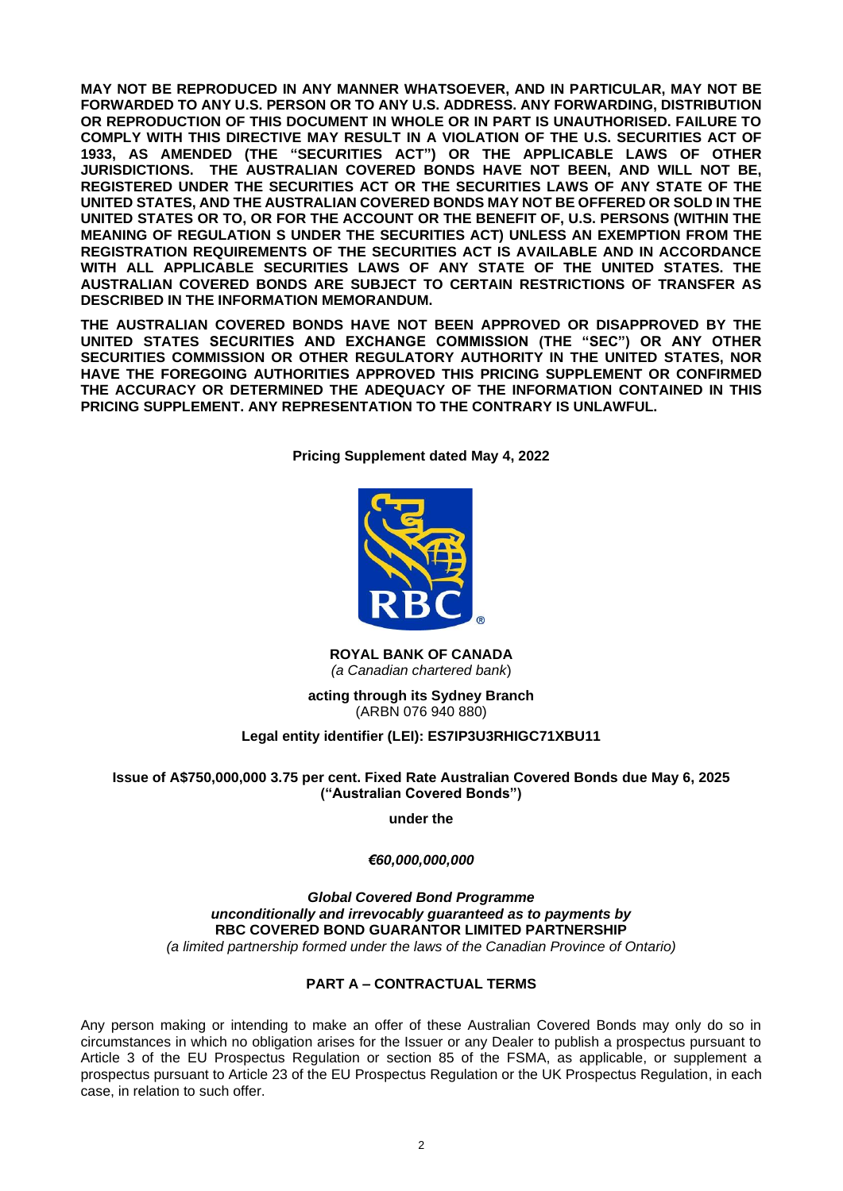**MAY NOT BE REPRODUCED IN ANY MANNER WHATSOEVER, AND IN PARTICULAR, MAY NOT BE FORWARDED TO ANY U.S. PERSON OR TO ANY U.S. ADDRESS. ANY FORWARDING, DISTRIBUTION OR REPRODUCTION OF THIS DOCUMENT IN WHOLE OR IN PART IS UNAUTHORISED. FAILURE TO COMPLY WITH THIS DIRECTIVE MAY RESULT IN A VIOLATION OF THE U.S. SECURITIES ACT OF 1933, AS AMENDED (THE "SECURITIES ACT") OR THE APPLICABLE LAWS OF OTHER JURISDICTIONS. THE AUSTRALIAN COVERED BONDS HAVE NOT BEEN, AND WILL NOT BE, REGISTERED UNDER THE SECURITIES ACT OR THE SECURITIES LAWS OF ANY STATE OF THE UNITED STATES, AND THE AUSTRALIAN COVERED BONDS MAY NOT BE OFFERED OR SOLD IN THE UNITED STATES OR TO, OR FOR THE ACCOUNT OR THE BENEFIT OF, U.S. PERSONS (WITHIN THE MEANING OF REGULATION S UNDER THE SECURITIES ACT) UNLESS AN EXEMPTION FROM THE REGISTRATION REQUIREMENTS OF THE SECURITIES ACT IS AVAILABLE AND IN ACCORDANCE WITH ALL APPLICABLE SECURITIES LAWS OF ANY STATE OF THE UNITED STATES. THE AUSTRALIAN COVERED BONDS ARE SUBJECT TO CERTAIN RESTRICTIONS OF TRANSFER AS DESCRIBED IN THE INFORMATION MEMORANDUM.**

**THE AUSTRALIAN COVERED BONDS HAVE NOT BEEN APPROVED OR DISAPPROVED BY THE UNITED STATES SECURITIES AND EXCHANGE COMMISSION (THE "SEC") OR ANY OTHER SECURITIES COMMISSION OR OTHER REGULATORY AUTHORITY IN THE UNITED STATES, NOR HAVE THE FOREGOING AUTHORITIES APPROVED THIS PRICING SUPPLEMENT OR CONFIRMED THE ACCURACY OR DETERMINED THE ADEQUACY OF THE INFORMATION CONTAINED IN THIS PRICING SUPPLEMENT. ANY REPRESENTATION TO THE CONTRARY IS UNLAWFUL.**

**Pricing Supplement dated May 4, 2022**

**ROYAL BANK OF CANADA**
*(a Canadian chartered bank)*

**acting through its Sydney Branch**
(ARBN 076 940 880)

**Legal entity identifier (LEI): ES7IP3U3RHIGC71XBU11**

**Issue of A$750,000,000 3.75 per cent. Fixed Rate Australian Covered Bonds due May 6, 2025 ("Australian Covered Bonds")**

**under the**

***€60,000,000,000***

***Global Covered Bond Programme***
***unconditionally and irrevocably guaranteed as to payments by***
**RBC COVERED BOND GUARANTOR LIMITED PARTNERSHIP**
*(a limited partnership formed under the laws of the Canadian Province of Ontario)*

## PART A – CONTRACTUAL TERMS

Any person making or intending to make an offer of these Australian Covered Bonds may only do so in circumstances in which no obligation arises for the Issuer or any Dealer to publish a prospectus pursuant to Article 3 of the EU Prospectus Regulation or section 85 of the FSMA, as applicable, or supplement a prospectus pursuant to Article 23 of the EU Prospectus Regulation or the UK Prospectus Regulation, in each case, in relation to such offer.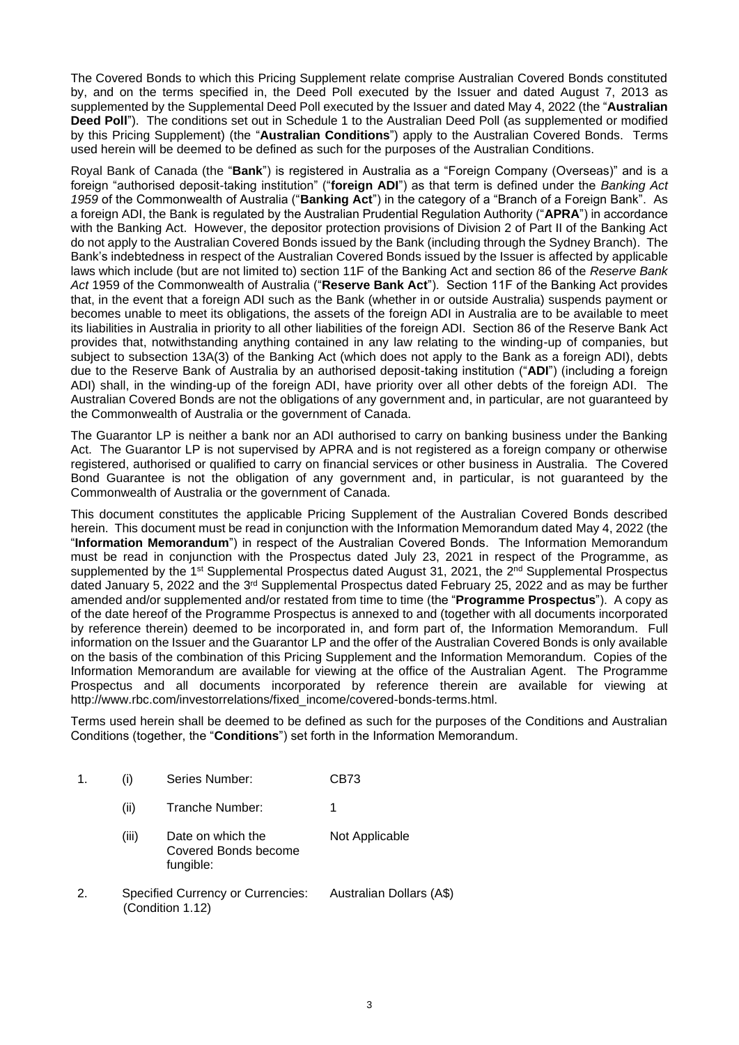The Covered Bonds to which this Pricing Supplement relate comprise Australian Covered Bonds constituted by, and on the terms specified in, the Deed Poll executed by the Issuer and dated August 7, 2013 as supplemented by the Supplemental Deed Poll executed by the Issuer and dated May 4, 2022 (the "**Australian Deed Poll**"). The conditions set out in Schedule 1 to the Australian Deed Poll (as supplemented or modified by this Pricing Supplement) (the "**Australian Conditions**") apply to the Australian Covered Bonds. Terms used herein will be deemed to be defined as such for the purposes of the Australian Conditions.

Royal Bank of Canada (the "**Bank**") is registered in Australia as a "Foreign Company (Overseas)" and is a foreign "authorised deposit-taking institution" ("**foreign ADI**") as that term is defined under the *Banking Act 1959* of the Commonwealth of Australia ("**Banking Act**") in the category of a "Branch of a Foreign Bank". As a foreign ADI, the Bank is regulated by the Australian Prudential Regulation Authority ("**APRA**") in accordance with the Banking Act. However, the depositor protection provisions of Division 2 of Part II of the Banking Act do not apply to the Australian Covered Bonds issued by the Bank (including through the Sydney Branch). The Bank's indebtedness in respect of the Australian Covered Bonds issued by the Issuer is affected by applicable laws which include (but are not limited to) section 11F of the Banking Act and section 86 of the *Reserve Bank Act* 1959 of the Commonwealth of Australia ("**Reserve Bank Act**"). Section 11F of the Banking Act provides that, in the event that a foreign ADI such as the Bank (whether in or outside Australia) suspends payment or becomes unable to meet its obligations, the assets of the foreign ADI in Australia are to be available to meet its liabilities in Australia in priority to all other liabilities of the foreign ADI. Section 86 of the Reserve Bank Act provides that, notwithstanding anything contained in any law relating to the winding-up of companies, but subject to subsection 13A(3) of the Banking Act (which does not apply to the Bank as a foreign ADI), debts due to the Reserve Bank of Australia by an authorised deposit-taking institution ("**ADI**") (including a foreign ADI) shall, in the winding-up of the foreign ADI, have priority over all other debts of the foreign ADI. The Australian Covered Bonds are not the obligations of any government and, in particular, are not guaranteed by the Commonwealth of Australia or the government of Canada.

The Guarantor LP is neither a bank nor an ADI authorised to carry on banking business under the Banking Act. The Guarantor LP is not supervised by APRA and is not registered as a foreign company or otherwise registered, authorised or qualified to carry on financial services or other business in Australia. The Covered Bond Guarantee is not the obligation of any government and, in particular, is not guaranteed by the Commonwealth of Australia or the government of Canada.

This document constitutes the applicable Pricing Supplement of the Australian Covered Bonds described herein. This document must be read in conjunction with the Information Memorandum dated May 4, 2022 (the "**Information Memorandum**") in respect of the Australian Covered Bonds. The Information Memorandum must be read in conjunction with the Prospectus dated July 23, 2021 in respect of the Programme, as supplemented by the 1st Supplemental Prospectus dated August 31, 2021, the 2nd Supplemental Prospectus dated January 5, 2022 and the 3rd Supplemental Prospectus dated February 25, 2022 and as may be further amended and/or supplemented and/or restated from time to time (the "**Programme Prospectus**"). A copy as of the date hereof of the Programme Prospectus is annexed to and (together with all documents incorporated by reference therein) deemed to be incorporated in, and form part of, the Information Memorandum. Full information on the Issuer and the Guarantor LP and the offer of the Australian Covered Bonds is only available on the basis of the combination of this Pricing Supplement and the Information Memorandum. Copies of the Information Memorandum are available for viewing at the office of the Australian Agent. The Programme Prospectus and all documents incorporated by reference therein are available for viewing at http://www.rbc.com/investorrelations/fixed_income/covered-bonds-terms.html.

Terms used herein shall be deemed to be defined as such for the purposes of the Conditions and Australian Conditions (together, the "**Conditions**") set forth in the Information Memorandum.

| | | | |
|---|---|---|---|
| 1. | (i) | Series Number: | CB73 |
| | (ii) | Tranche Number: | 1 |
| | (iii) | Date on which the Covered Bonds become fungible: | Not Applicable |
| 2. | | Specified Currency or Currencies: (Condition 1.12) | Australian Dollars (A$) |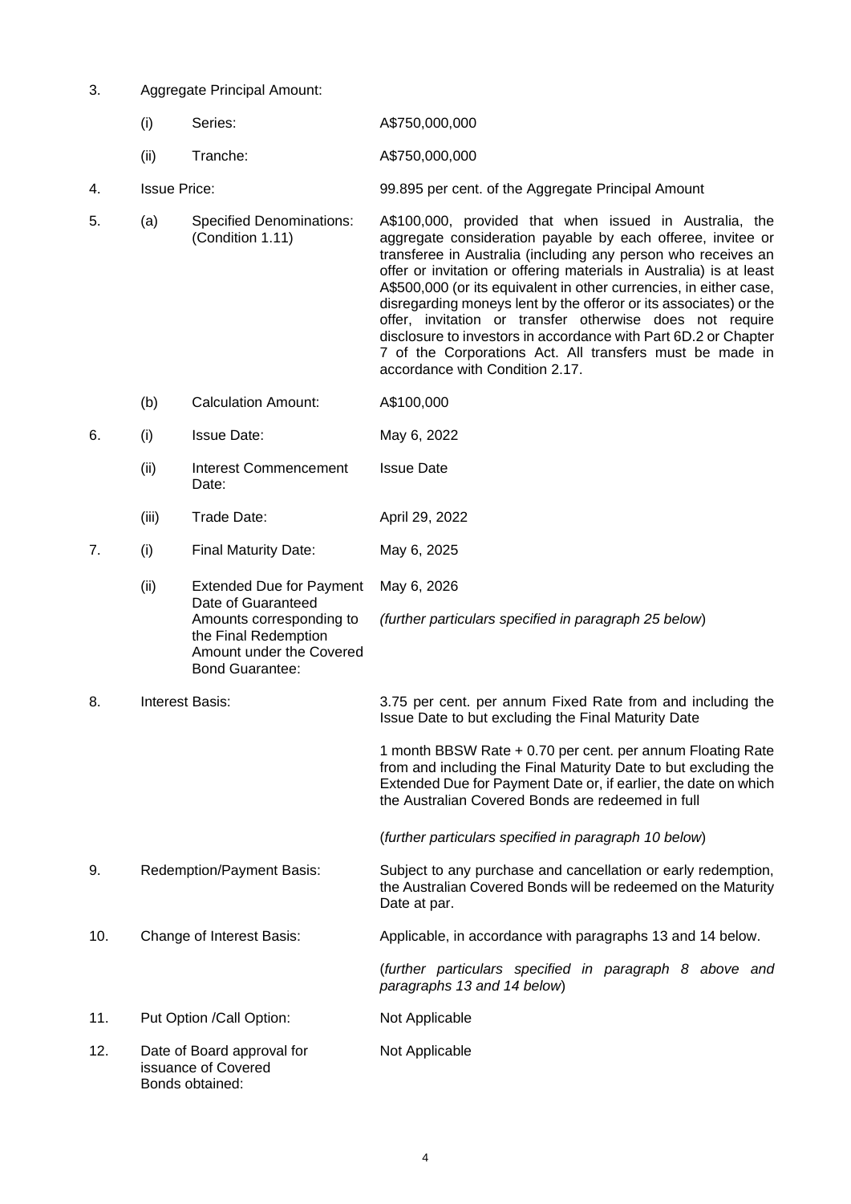| | | | |
|---|---|---|---|
| 3. | Aggregate Principal Amount: | | |
| | (i) | Series: | A$750,000,000 |
| | (ii) | Tranche: | A$750,000,000 |
| 4. | Issue Price: | | 99.895 per cent. of the Aggregate Principal Amount |
| 5. | (a) | Specified Denominations: (Condition 1.11) | A$100,000, provided that when issued in Australia, the aggregate consideration payable by each offeree, invitee or transferee in Australia (including any person who receives an offer or invitation or offering materials in Australia) is at least A$500,000 (or its equivalent in other currencies, in either case, disregarding moneys lent by the offeror or its associates) or the offer, invitation or transfer otherwise does not require disclosure to investors in accordance with Part 6D.2 or Chapter 7 of the Corporations Act. All transfers must be made in accordance with Condition 2.17. |
| | (b) | Calculation Amount: | A$100,000 |
| 6. | (i) | Issue Date: | May 6, 2022 |
| | (ii) | Interest Commencement Date: | Issue Date |
| | (iii) | Trade Date: | April 29, 2022 |
| 7. | (i) | Final Maturity Date: | May 6, 2025 |
| | (ii) | Extended Due for Payment Date of Guaranteed Amounts corresponding to the Final Redemption Amount under the Covered Bond Guarantee: | May 6, 2026<br><br>*(further particulars specified in paragraph 25 below)* |
| 8. | Interest Basis: | | 3.75 per cent. per annum Fixed Rate from and including the Issue Date to but excluding the Final Maturity Date<br><br>1 month BBSW Rate + 0.70 per cent. per annum Floating Rate from and including the Final Maturity Date to but excluding the Extended Due for Payment Date or, if earlier, the date on which the Australian Covered Bonds are redeemed in full<br><br>(*further particulars specified in paragraph 10 below*) |
| 9. | Redemption/Payment Basis: | | Subject to any purchase and cancellation or early redemption, the Australian Covered Bonds will be redeemed on the Maturity Date at par. |
| 10. | Change of Interest Basis: | | Applicable, in accordance with paragraphs 13 and 14 below.<br><br>(*further particulars specified in paragraph 8 above and paragraphs 13 and 14 below*) |
| 11. | Put Option /Call Option: | | Not Applicable |
| 12. | Date of Board approval for issuance of Covered Bonds obtained: | | Not Applicable |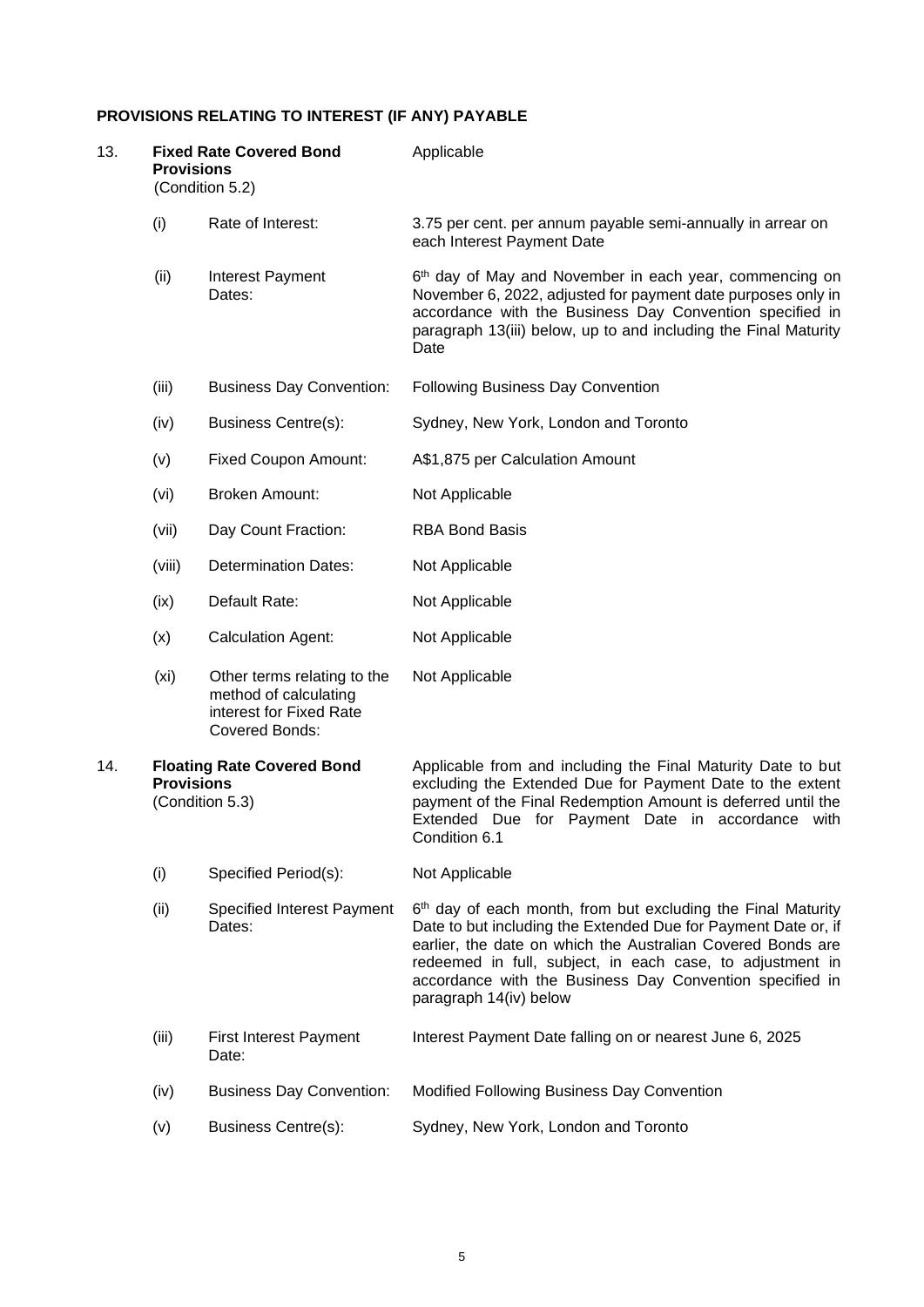## PROVISIONS RELATING TO INTEREST (IF ANY) PAYABLE

| | | | |
|---|---|---|---|
| 13. | **Fixed Rate Covered Bond Provisions** (Condition 5.2) | | Applicable |
| | (i) | Rate of Interest: | 3.75 per cent. per annum payable semi-annually in arrear on each Interest Payment Date |
| | (ii) | Interest Payment Dates: | 6th day of May and November in each year, commencing on November 6, 2022, adjusted for payment date purposes only in accordance with the Business Day Convention specified in paragraph 13(iii) below, up to and including the Final Maturity Date |
| | (iii) | Business Day Convention: | Following Business Day Convention |
| | (iv) | Business Centre(s): | Sydney, New York, London and Toronto |
| | (v) | Fixed Coupon Amount: | A$1,875 per Calculation Amount |
| | (vi) | Broken Amount: | Not Applicable |
| | (vii) | Day Count Fraction: | RBA Bond Basis |
| | (viii) | Determination Dates: | Not Applicable |
| | (ix) | Default Rate: | Not Applicable |
| | (x) | Calculation Agent: | Not Applicable |
| | (xi) | Other terms relating to the method of calculating interest for Fixed Rate Covered Bonds: | Not Applicable |
| 14. | **Floating Rate Covered Bond Provisions** (Condition 5.3) | | Applicable from and including the Final Maturity Date to but excluding the Extended Due for Payment Date to the extent payment of the Final Redemption Amount is deferred until the Extended Due for Payment Date in accordance with Condition 6.1 |
| | (i) | Specified Period(s): | Not Applicable |
| | (ii) | Specified Interest Payment Dates: | 6th day of each month, from but excluding the Final Maturity Date to but including the Extended Due for Payment Date or, if earlier, the date on which the Australian Covered Bonds are redeemed in full, subject, in each case, to adjustment in accordance with the Business Day Convention specified in paragraph 14(iv) below |
| | (iii) | First Interest Payment Date: | Interest Payment Date falling on or nearest June 6, 2025 |
| | (iv) | Business Day Convention: | Modified Following Business Day Convention |
| | (v) | Business Centre(s): | Sydney, New York, London and Toronto |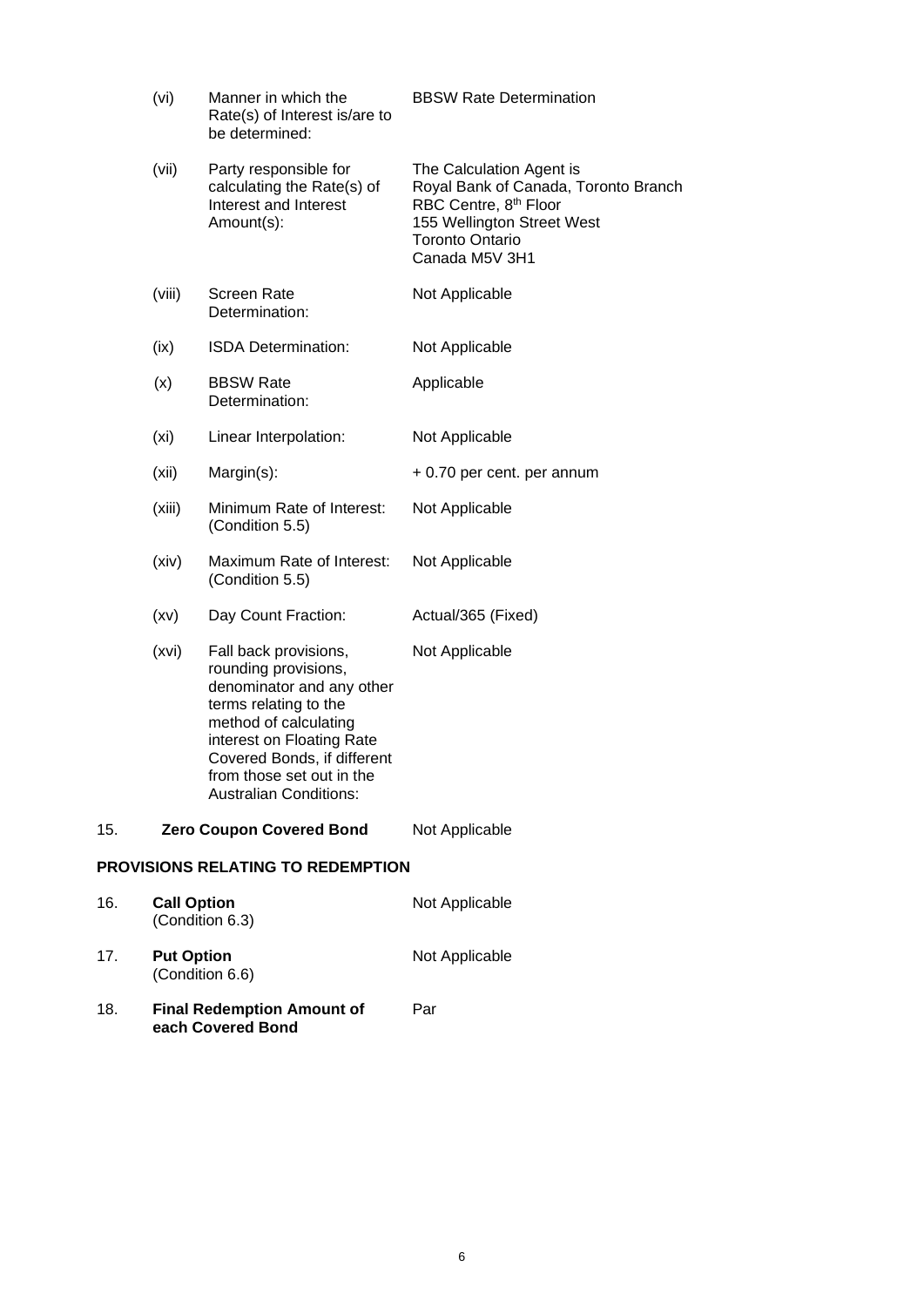| | | |
|---|---|---|
| (vi) | Manner in which the Rate(s) of Interest is/are to be determined: | BBSW Rate Determination |
| (vii) | Party responsible for calculating the Rate(s) of Interest and Interest Amount(s): | The Calculation Agent is Royal Bank of Canada, Toronto Branch RBC Centre, 8th Floor 155 Wellington Street West Toronto Ontario Canada M5V 3H1 |
| (viii) | Screen Rate Determination: | Not Applicable |
| (ix) | ISDA Determination: | Not Applicable |
| (x) | BBSW Rate Determination: | Applicable |
| (xi) | Linear Interpolation: | Not Applicable |
| (xii) | Margin(s): | + 0.70 per cent. per annum |
| (xiii) | Minimum Rate of Interest: (Condition 5.5) | Not Applicable |
| (xiv) | Maximum Rate of Interest: (Condition 5.5) | Not Applicable |
| (xv) | Day Count Fraction: | Actual/365 (Fixed) |
| (xvi) | Fall back provisions, rounding provisions, denominator and any other terms relating to the method of calculating interest on Floating Rate Covered Bonds, if different from those set out in the Australian Conditions: | Not Applicable |

15. **Zero Coupon Covered Bond** — Not Applicable

**PROVISIONS RELATING TO REDEMPTION**

| | | |
|---|---|---|
| 16. | **Call Option** (Condition 6.3) | Not Applicable |
| 17. | **Put Option** (Condition 6.6) | Not Applicable |
| 18. | **Final Redemption Amount of each Covered Bond** | Par |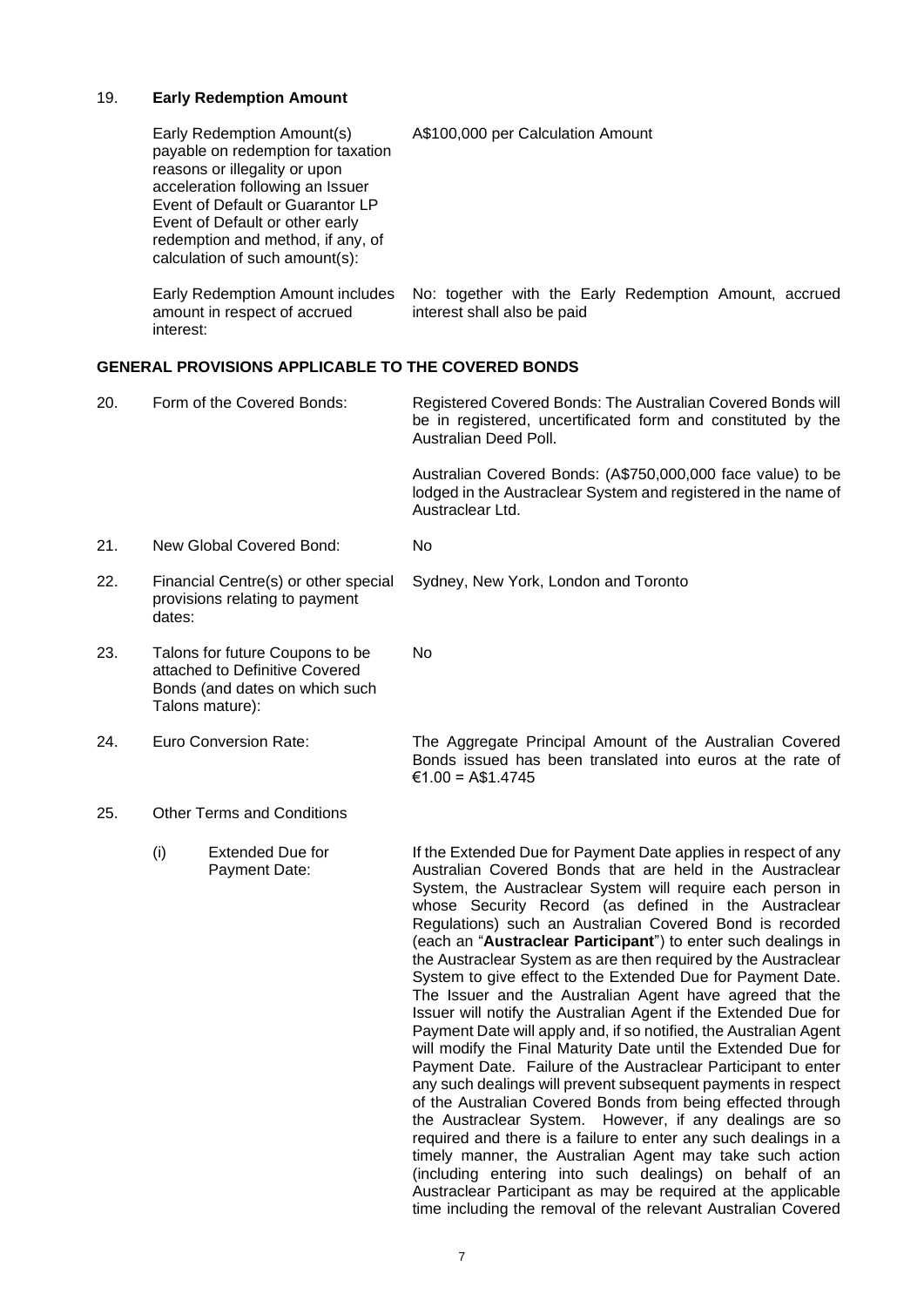19. **Early Redemption Amount**

| | |
|---|---|
| Early Redemption Amount(s) payable on redemption for taxation reasons or illegality or upon acceleration following an Issuer Event of Default or Guarantor LP Event of Default or other early redemption and method, if any, of calculation of such amount(s): | A$100,000 per Calculation Amount |
| Early Redemption Amount includes amount in respect of accrued interest: | No: together with the Early Redemption Amount, accrued interest shall also be paid |

**GENERAL PROVISIONS APPLICABLE TO THE COVERED BONDS**

| | | |
|---|---|---|
| 20. | Form of the Covered Bonds: | Registered Covered Bonds: The Australian Covered Bonds will be in registered, uncertificated form and constituted by the Australian Deed Poll.<br><br>Australian Covered Bonds: (A$750,000,000 face value) to be lodged in the Austraclear System and registered in the name of Austraclear Ltd. |
| 21. | New Global Covered Bond: | No |
| 22. | Financial Centre(s) or other special provisions relating to payment dates: | Sydney, New York, London and Toronto |
| 23. | Talons for future Coupons to be attached to Definitive Covered Bonds (and dates on which such Talons mature): | No |
| 24. | Euro Conversion Rate: | The Aggregate Principal Amount of the Australian Covered Bonds issued has been translated into euros at the rate of €1.00 = A$1.4745 |
| 25. | Other Terms and Conditions | |

(i) Extended Due for Payment Date:

If the Extended Due for Payment Date applies in respect of any Australian Covered Bonds that are held in the Austraclear System, the Austraclear System will require each person in whose Security Record (as defined in the Austraclear Regulations) such an Australian Covered Bond is recorded (each an "**Austraclear Participant**") to enter such dealings in the Austraclear System as are then required by the Austraclear System to give effect to the Extended Due for Payment Date. The Issuer and the Australian Agent have agreed that the Issuer will notify the Australian Agent if the Extended Due for Payment Date will apply and, if so notified, the Australian Agent will modify the Final Maturity Date until the Extended Due for Payment Date. Failure of the Austraclear Participant to enter any such dealings will prevent subsequent payments in respect of the Australian Covered Bonds from being effected through the Austraclear System. However, if any dealings are so required and there is a failure to enter any such dealings in a timely manner, the Australian Agent may take such action (including entering into such dealings) on behalf of an Austraclear Participant as may be required at the applicable time including the removal of the relevant Australian Covered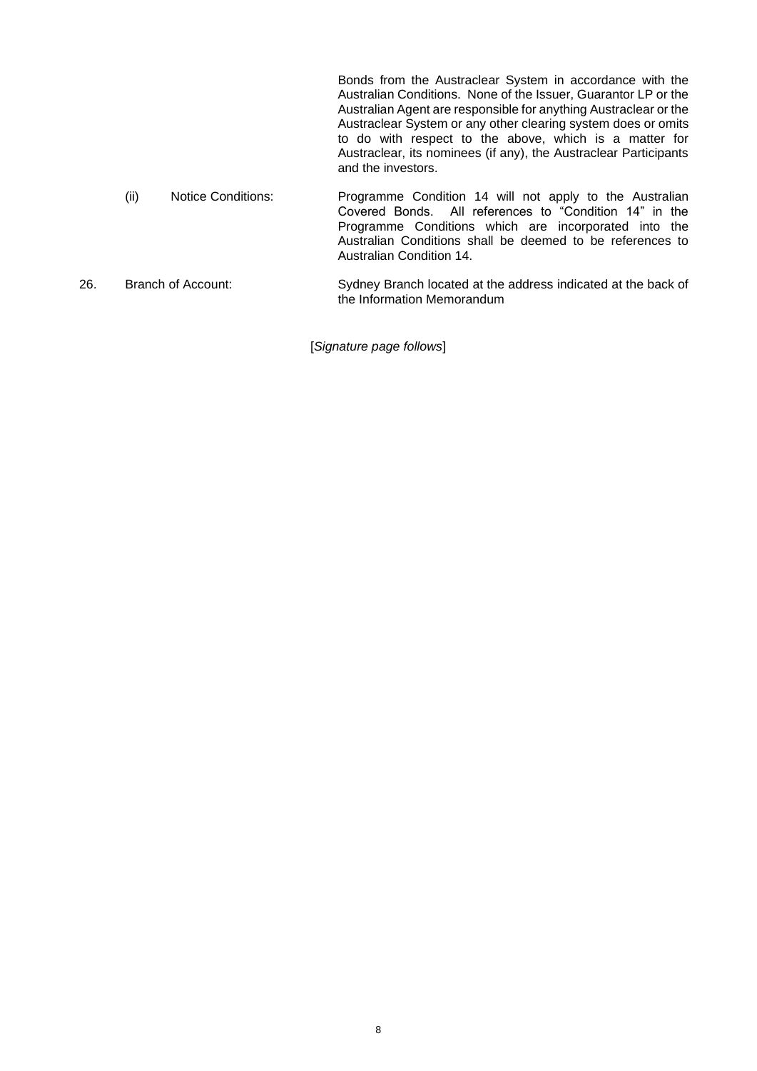Bonds from the Austraclear System in accordance with the Australian Conditions. None of the Issuer, Guarantor LP or the Australian Agent are responsible for anything Austraclear or the Austraclear System or any other clearing system does or omits to do with respect to the above, which is a matter for Austraclear, its nominees (if any), the Austraclear Participants and the investors.

| | | |
|---|---|---|
| | (ii) Notice Conditions: | Programme Condition 14 will not apply to the Australian Covered Bonds. All references to "Condition 14" in the Programme Conditions which are incorporated into the Australian Conditions shall be deemed to be references to Australian Condition 14. |
| 26. | Branch of Account: | Sydney Branch located at the address indicated at the back of the Information Memorandum |

[*Signature page follows*]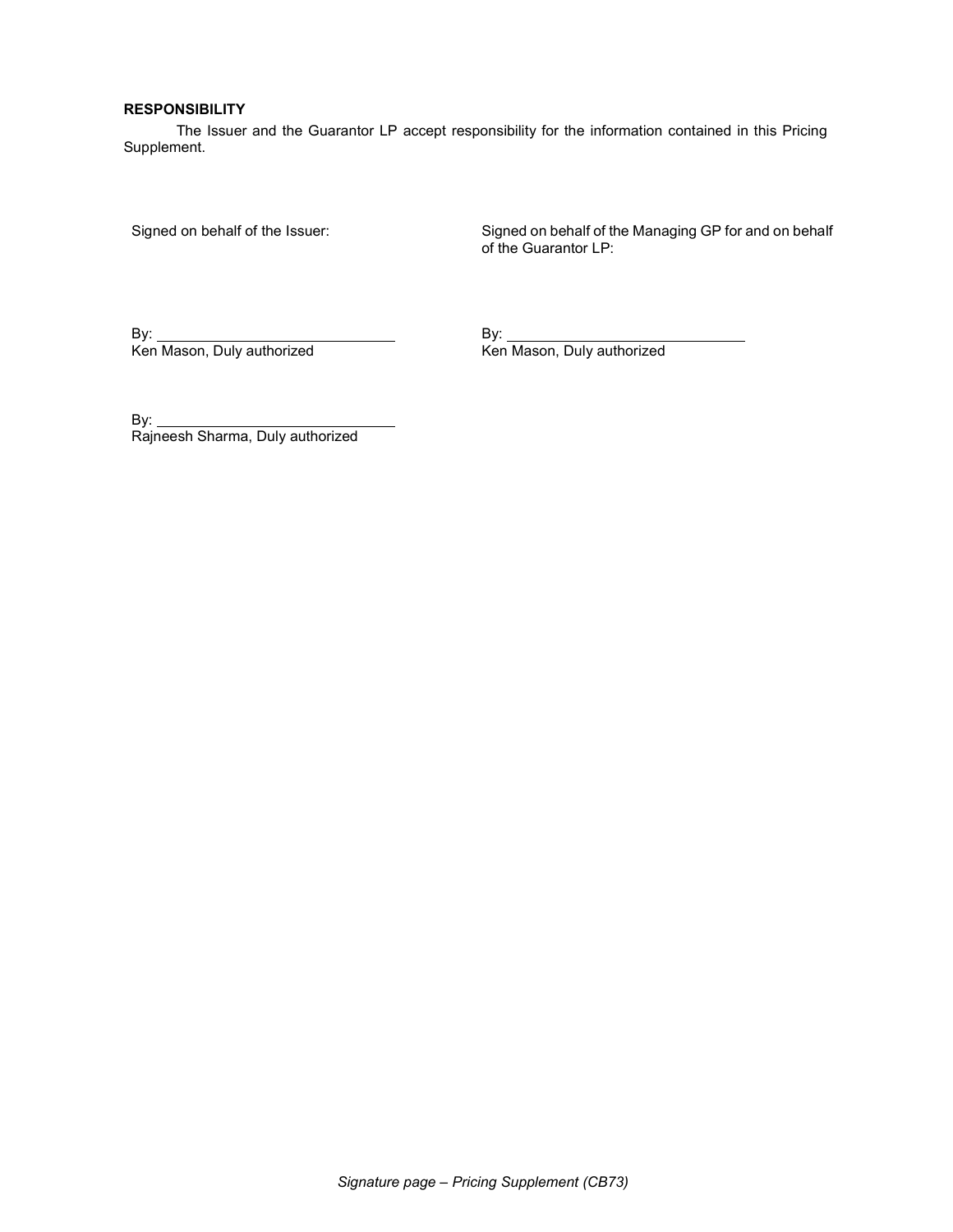**RESPONSIBILITY**

The Issuer and the Guarantor LP accept responsibility for the information contained in this Pricing Supplement.

Signed on behalf of the Issuer:

By: ______________________________
Ken Mason, Duly authorized

By: ______________________________
Rajneesh Sharma, Duly authorized

Signed on behalf of the Managing GP for and on behalf of the Guarantor LP:

By: ______________________________
Ken Mason, Duly authorized

*Signature page – Pricing Supplement (CB73)*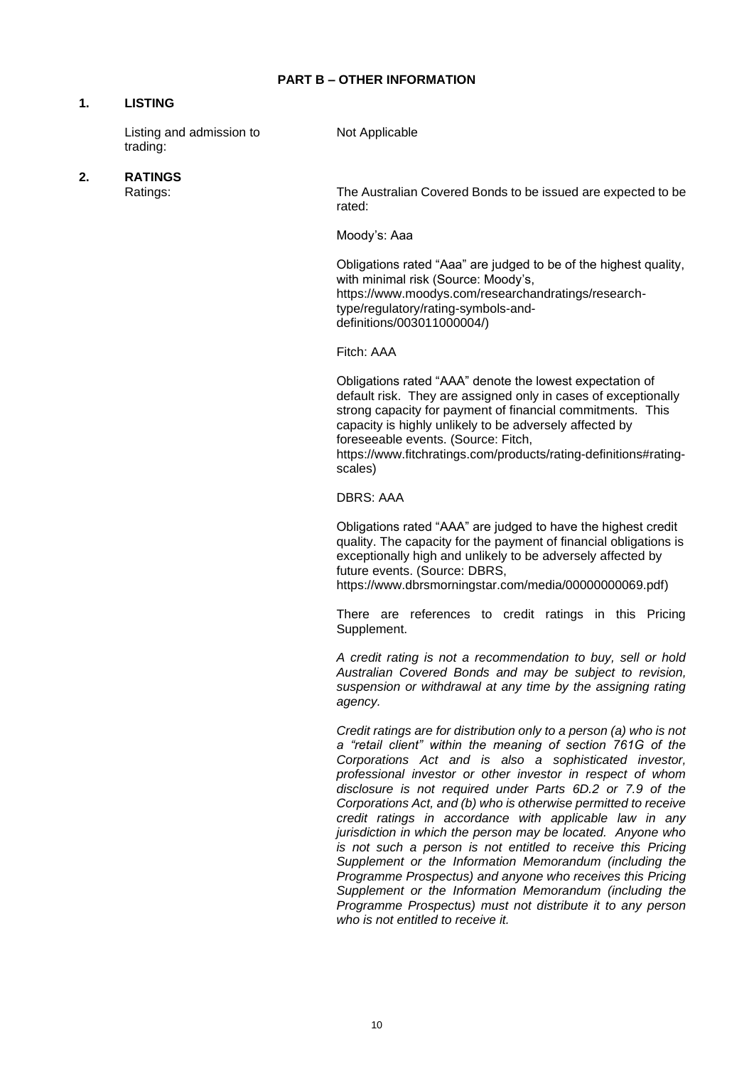## PART B – OTHER INFORMATION

### 1. LISTING

Listing and admission to trading: Not Applicable

### 2. RATINGS

Ratings: The Australian Covered Bonds to be issued are expected to be rated:

Moody's: Aaa

Obligations rated "Aaa" are judged to be of the highest quality, with minimal risk (Source: Moody's, https://www.moodys.com/researchandratings/research-type/regulatory/rating-symbols-and-definitions/003011000004/)

Fitch: AAA

Obligations rated "AAA" denote the lowest expectation of default risk. They are assigned only in cases of exceptionally strong capacity for payment of financial commitments. This capacity is highly unlikely to be adversely affected by foreseeable events. (Source: Fitch, https://www.fitchratings.com/products/rating-definitions#rating-scales)

DBRS: AAA

Obligations rated "AAA" are judged to have the highest credit quality. The capacity for the payment of financial obligations is exceptionally high and unlikely to be adversely affected by future events. (Source: DBRS, https://www.dbrsmorningstar.com/media/00000000069.pdf)

There are references to credit ratings in this Pricing Supplement.

*A credit rating is not a recommendation to buy, sell or hold Australian Covered Bonds and may be subject to revision, suspension or withdrawal at any time by the assigning rating agency.*

*Credit ratings are for distribution only to a person (a) who is not a "retail client" within the meaning of section 761G of the Corporations Act and is also a sophisticated investor, professional investor or other investor in respect of whom disclosure is not required under Parts 6D.2 or 7.9 of the Corporations Act, and (b) who is otherwise permitted to receive credit ratings in accordance with applicable law in any jurisdiction in which the person may be located. Anyone who is not such a person is not entitled to receive this Pricing Supplement or the Information Memorandum (including the Programme Prospectus) and anyone who receives this Pricing Supplement or the Information Memorandum (including the Programme Prospectus) must not distribute it to any person who is not entitled to receive it.*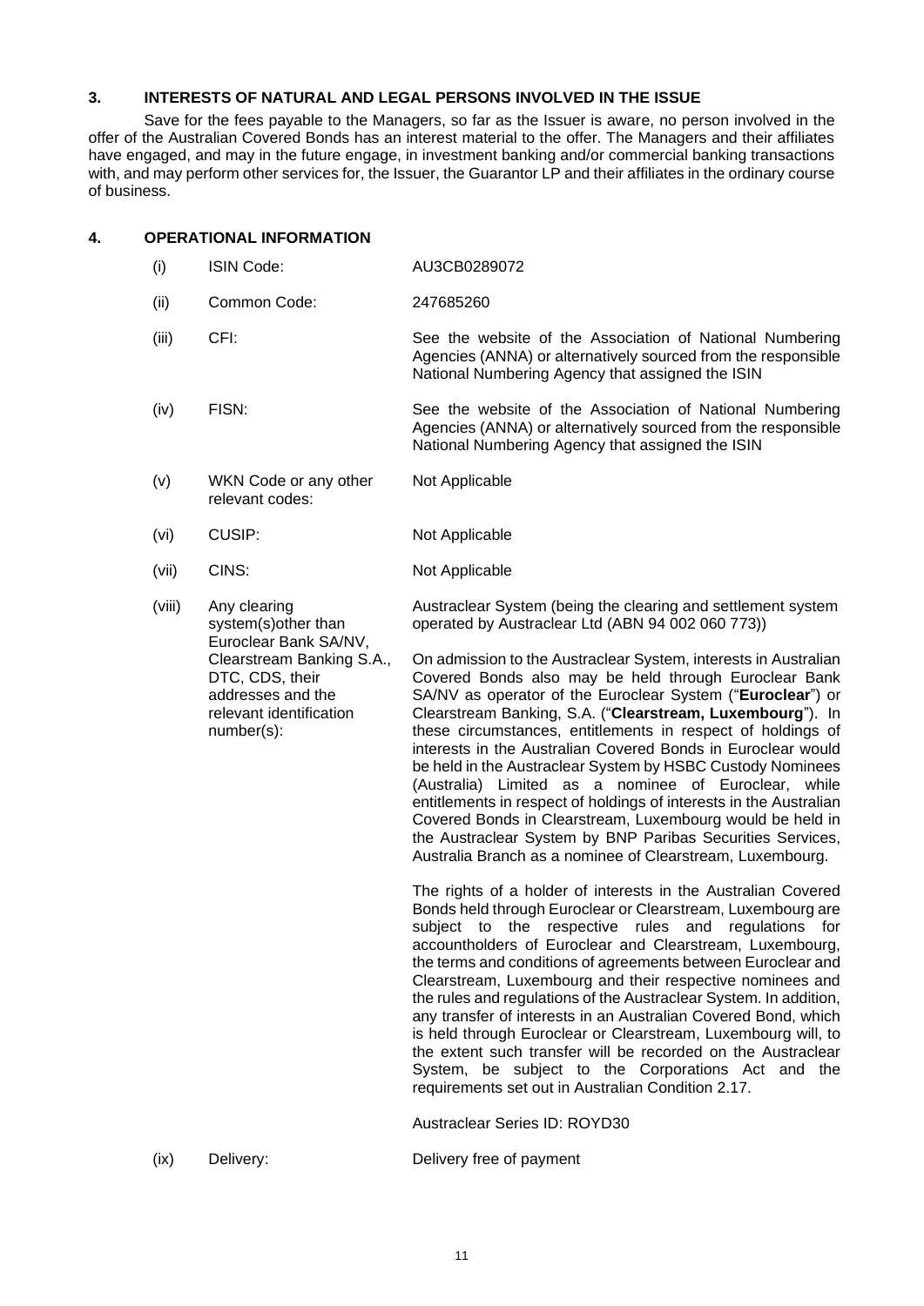## 3. INTERESTS OF NATURAL AND LEGAL PERSONS INVOLVED IN THE ISSUE

Save for the fees payable to the Managers, so far as the Issuer is aware, no person involved in the offer of the Australian Covered Bonds has an interest material to the offer. The Managers and their affiliates have engaged, and may in the future engage, in investment banking and/or commercial banking transactions with, and may perform other services for, the Issuer, the Guarantor LP and their affiliates in the ordinary course of business.

## 4. OPERATIONAL INFORMATION

| | | |
|---|---|---|
| (i) | ISIN Code: | AU3CB0289072 |
| (ii) | Common Code: | 247685260 |
| (iii) | CFI: | See the website of the Association of National Numbering Agencies (ANNA) or alternatively sourced from the responsible National Numbering Agency that assigned the ISIN |
| (iv) | FISN: | See the website of the Association of National Numbering Agencies (ANNA) or alternatively sourced from the responsible National Numbering Agency that assigned the ISIN |
| (v) | WKN Code or any other relevant codes: | Not Applicable |
| (vi) | CUSIP: | Not Applicable |
| (vii) | CINS: | Not Applicable |
| (viii) | Any clearing system(s)other than Euroclear Bank SA/NV, Clearstream Banking S.A., DTC, CDS, their addresses and the relevant identification number(s): | Austraclear System (being the clearing and settlement system operated by Austraclear Ltd (ABN 94 002 060 773))<br><br>On admission to the Austraclear System, interests in Australian Covered Bonds also may be held through Euroclear Bank SA/NV as operator of the Euroclear System ("**Euroclear**") or Clearstream Banking, S.A. ("**Clearstream, Luxembourg**"). In these circumstances, entitlements in respect of holdings of interests in the Australian Covered Bonds in Euroclear would be held in the Austraclear System by HSBC Custody Nominees (Australia) Limited as a nominee of Euroclear, while entitlements in respect of holdings of interests in the Australian Covered Bonds in Clearstream, Luxembourg would be held in the Austraclear System by BNP Paribas Securities Services, Australia Branch as a nominee of Clearstream, Luxembourg.<br><br>The rights of a holder of interests in the Australian Covered Bonds held through Euroclear or Clearstream, Luxembourg are subject to the respective rules and regulations for accountholders of Euroclear and Clearstream, Luxembourg, the terms and conditions of agreements between Euroclear and Clearstream, Luxembourg and their respective nominees and the rules and regulations of the Austraclear System. In addition, any transfer of interests in an Australian Covered Bond, which is held through Euroclear or Clearstream, Luxembourg will, to the extent such transfer will be recorded on the Austraclear System, be subject to the Corporations Act and the requirements set out in Australian Condition 2.17.<br><br>Austraclear Series ID: ROYD30 |
| (ix) | Delivery: | Delivery free of payment |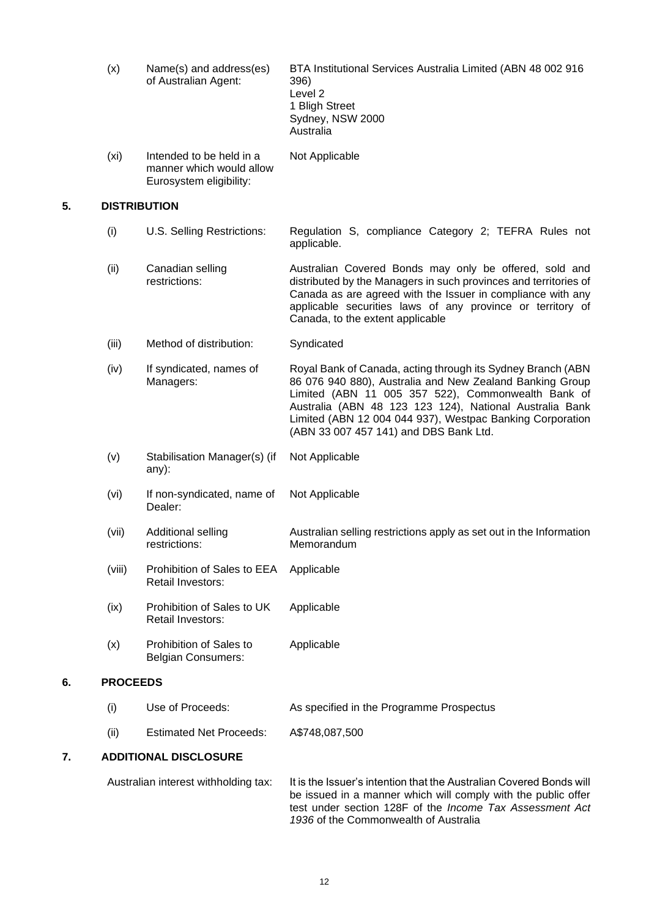| | | |
|---|---|---|
| (x) | Name(s) and address(es) of Australian Agent: | BTA Institutional Services Australia Limited (ABN 48 002 916 396)<br>Level 2<br>1 Bligh Street<br>Sydney, NSW 2000<br>Australia |
| (xi) | Intended to be held in a manner which would allow Eurosystem eligibility: | Not Applicable |

## 5. DISTRIBUTION

| | | |
|---|---|---|
| (i) | U.S. Selling Restrictions: | Regulation S, compliance Category 2; TEFRA Rules not applicable. |
| (ii) | Canadian selling restrictions: | Australian Covered Bonds may only be offered, sold and distributed by the Managers in such provinces and territories of Canada as are agreed with the Issuer in compliance with any applicable securities laws of any province or territory of Canada, to the extent applicable |
| (iii) | Method of distribution: | Syndicated |
| (iv) | If syndicated, names of Managers: | Royal Bank of Canada, acting through its Sydney Branch (ABN 86 076 940 880), Australia and New Zealand Banking Group Limited (ABN 11 005 357 522), Commonwealth Bank of Australia (ABN 48 123 123 124), National Australia Bank Limited (ABN 12 004 044 937), Westpac Banking Corporation (ABN 33 007 457 141) and DBS Bank Ltd. |
| (v) | Stabilisation Manager(s) (if any): | Not Applicable |
| (vi) | If non-syndicated, name of Dealer: | Not Applicable |
| (vii) | Additional selling restrictions: | Australian selling restrictions apply as set out in the Information Memorandum |
| (viii) | Prohibition of Sales to EEA Retail Investors: | Applicable |
| (ix) | Prohibition of Sales to UK Retail Investors: | Applicable |
| (x) | Prohibition of Sales to Belgian Consumers: | Applicable |

## 6. PROCEEDS

| | | |
|---|---|---|
| (i) | Use of Proceeds: | As specified in the Programme Prospectus |
| (ii) | Estimated Net Proceeds: | A$748,087,500 |

## 7. ADDITIONAL DISCLOSURE

| | |
|---|---|
| Australian interest withholding tax: | It is the Issuer's intention that the Australian Covered Bonds will be issued in a manner which will comply with the public offer test under section 128F of the *Income Tax Assessment Act 1936* of the Commonwealth of Australia |